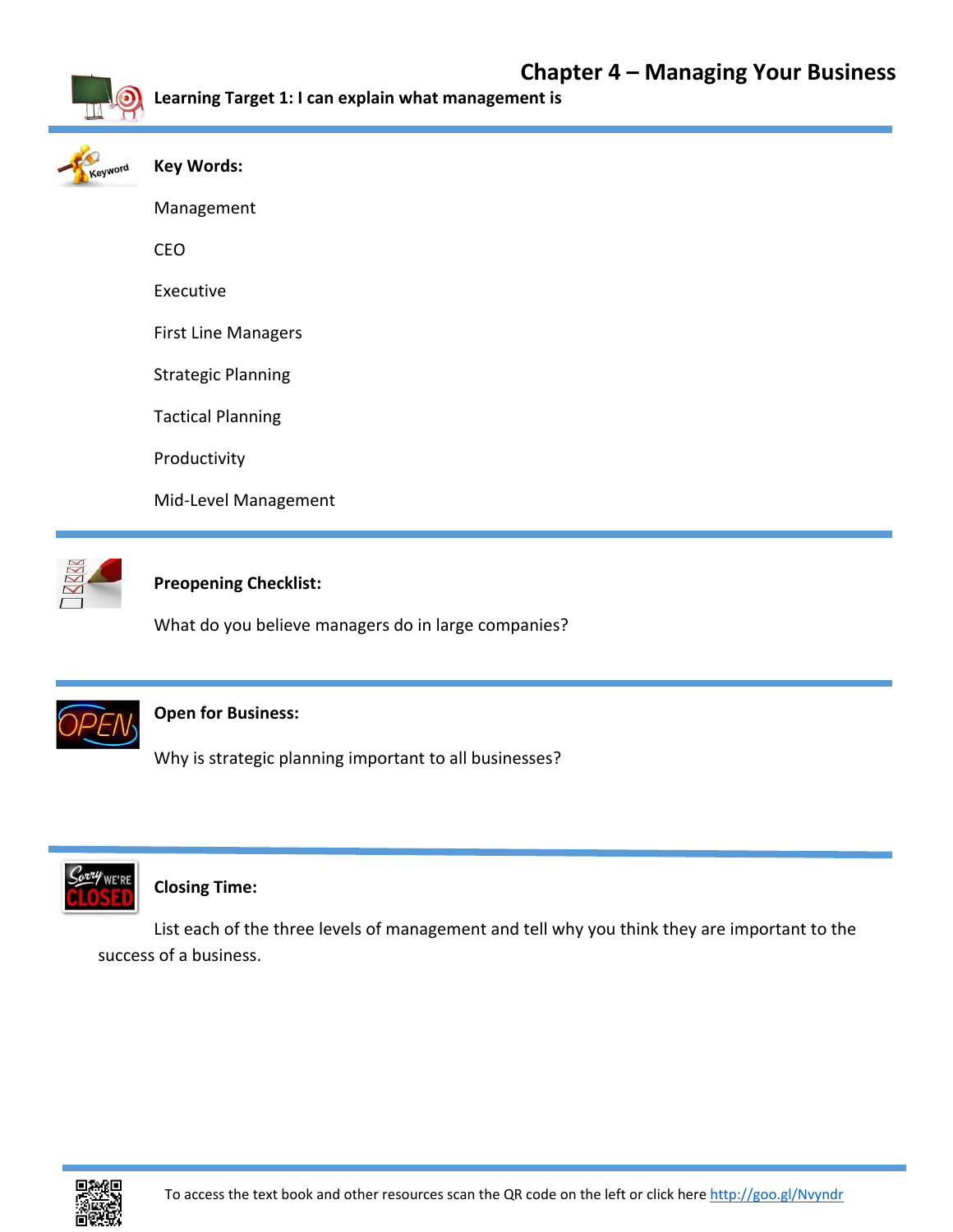# Chapter 4 – Managing Your Business

**Learning Target 1: I can explain what management is**

**Key Words:**

Management

CEO

Executive

First Line Managers

Strategic Planning

Tactical Planning

Productivity

Mid-Level Management

**Preopening Checklist:**

What do you believe managers do in large companies?

**Open for Business:**

Why is strategic planning important to all businesses?

**Closing Time:**

List each of the three levels of management and tell why you think they are important to the success of a business.

To access the text book and other resources scan the QR code on the left or click here http://goo.gl/Nvyndr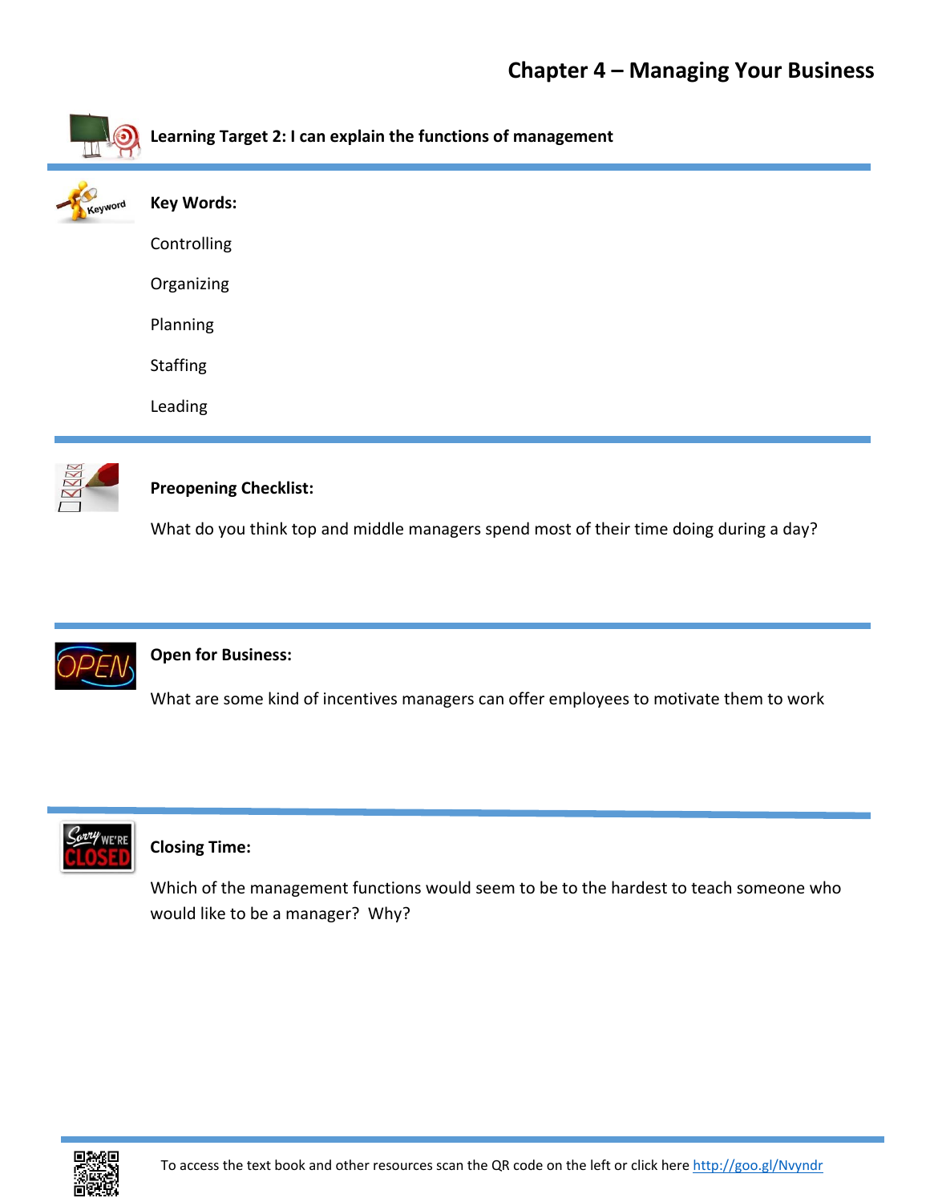# Chapter 4 – Managing Your Business

**Learning Target 2: I can explain the functions of management**

---

**Key Words:**

Controlling

Organizing

Planning

Staffing

Leading

---

**Preopening Checklist:**

What do you think top and middle managers spend most of their time doing during a day?

---

**Open for Business:**

What are some kind of incentives managers can offer employees to motivate them to work

---

**Closing Time:**

Which of the management functions would seem to be to the hardest to teach someone who would like to be a manager? Why?

---

To access the text book and other resources scan the QR code on the left or click here http://goo.gl/Nvyndr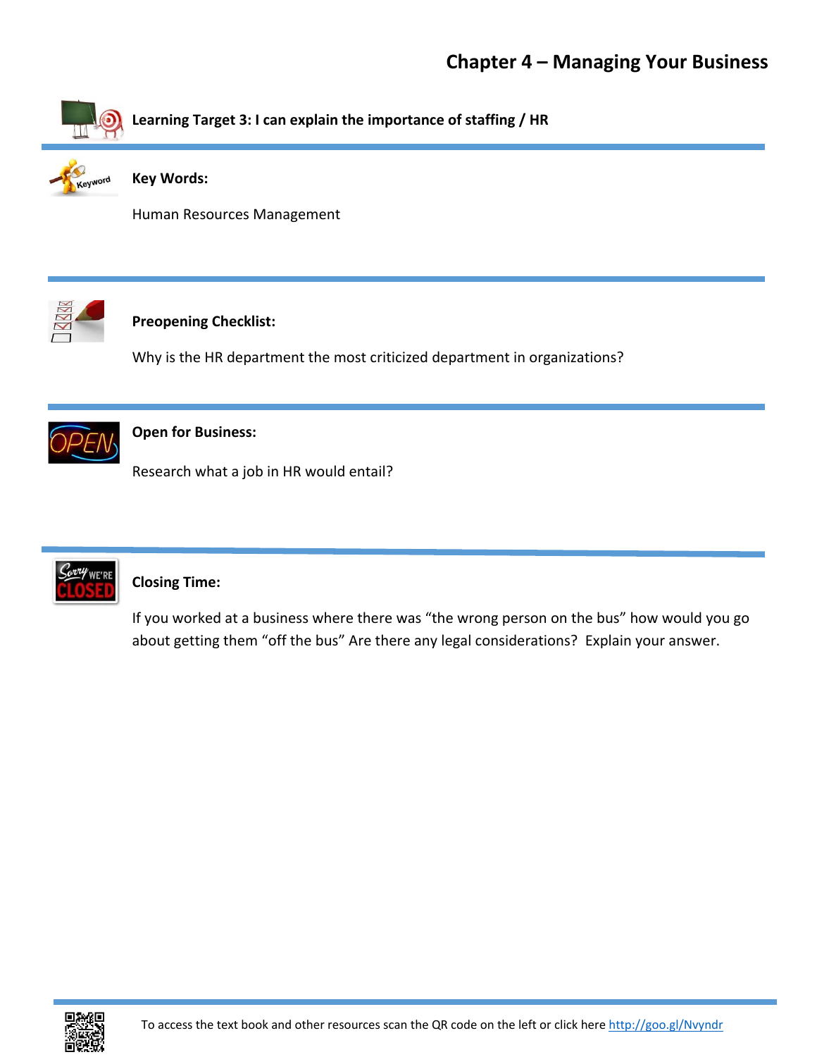# Chapter 4 – Managing Your Business

**Learning Target 3: I can explain the importance of staffing / HR**

---

**Key Words:**

Human Resources Management

---

**Preopening Checklist:**

Why is the HR department the most criticized department in organizations?

---

**Open for Business:**

Research what a job in HR would entail?

---

**Closing Time:**

If you worked at a business where there was "the wrong person on the bus" how would you go about getting them "off the bus" Are there any legal considerations? Explain your answer.

---

To access the text book and other resources scan the QR code on the left or click here http://goo.gl/Nvyndr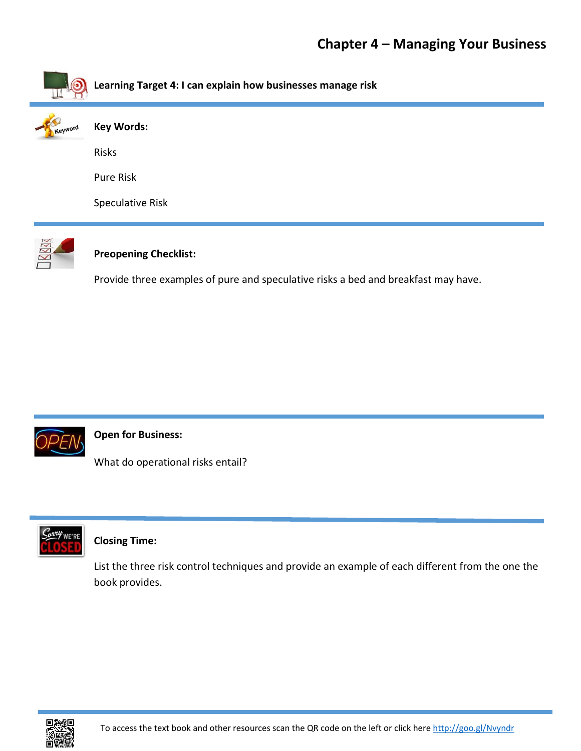# Chapter 4 – Managing Your Business

**Learning Target 4: I can explain how businesses manage risk**

**Key Words:**

Risks

Pure Risk

Speculative Risk

**Preopening Checklist:**

Provide three examples of pure and speculative risks a bed and breakfast may have.

**Open for Business:**

What do operational risks entail?

**Closing Time:**

List the three risk control techniques and provide an example of each different from the one the book provides.

To access the text book and other resources scan the QR code on the left or click here http://goo.gl/Nvyndr